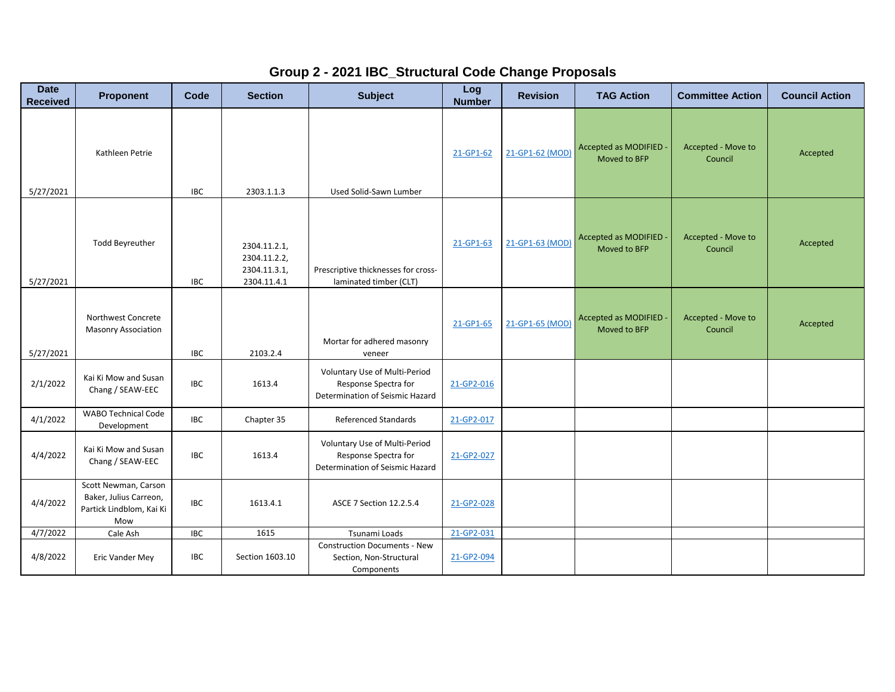# Group 2 - 2021 IBC_Structural Code Change Proposals

| Date Received | Proponent | Code | Section | Subject | Log Number | Revision | TAG Action | Committee Action | Council Action |
|---|---|---|---|---|---|---|---|---|---|
| 5/27/2021 | Kathleen Petrie | IBC | 2303.1.1.3 | Used Solid-Sawn Lumber | 21-GP1-62 | 21-GP1-62 (MOD) | Accepted as MODIFIED - Moved to BFP | Accepted - Move to Council | Accepted |
| 5/27/2021 | Todd Beyreuther | IBC | 2304.11.2.1, 2304.11.2.2, 2304.11.3.1, 2304.11.4.1 | Prescriptive thicknesses for cross-laminated timber (CLT) | 21-GP1-63 | 21-GP1-63 (MOD) | Accepted as MODIFIED - Moved to BFP | Accepted - Move to Council | Accepted |
| 5/27/2021 | Northwest Concrete Masonry Association | IBC | 2103.2.4 | Mortar for adhered masonry veneer | 21-GP1-65 | 21-GP1-65 (MOD) | Accepted as MODIFIED - Moved to BFP | Accepted - Move to Council | Accepted |
| 2/1/2022 | Kai Ki Mow and Susan Chang / SEAW-EEC | IBC | 1613.4 | Voluntary Use of Multi-Period Response Spectra for Determination of Seismic Hazard | 21-GP2-016 | | | | |
| 4/1/2022 | WABO Technical Code Development | IBC | Chapter 35 | Referenced Standards | 21-GP2-017 | | | | |
| 4/4/2022 | Kai Ki Mow and Susan Chang / SEAW-EEC | IBC | 1613.4 | Voluntary Use of Multi-Period Response Spectra for Determination of Seismic Hazard | 21-GP2-027 | | | | |
| 4/4/2022 | Scott Newman, Carson Baker, Julius Carreon, Partick Lindblom, Kai Ki Mow | IBC | 1613.4.1 | ASCE 7 Section 12.2.5.4 | 21-GP2-028 | | | | |
| 4/7/2022 | Cale Ash | IBC | 1615 | Tsunami Loads | 21-GP2-031 | | | | |
| 4/8/2022 | Eric Vander Mey | IBC | Section 1603.10 | Construction Documents - New Section, Non-Structural Components | 21-GP2-094 | | | | |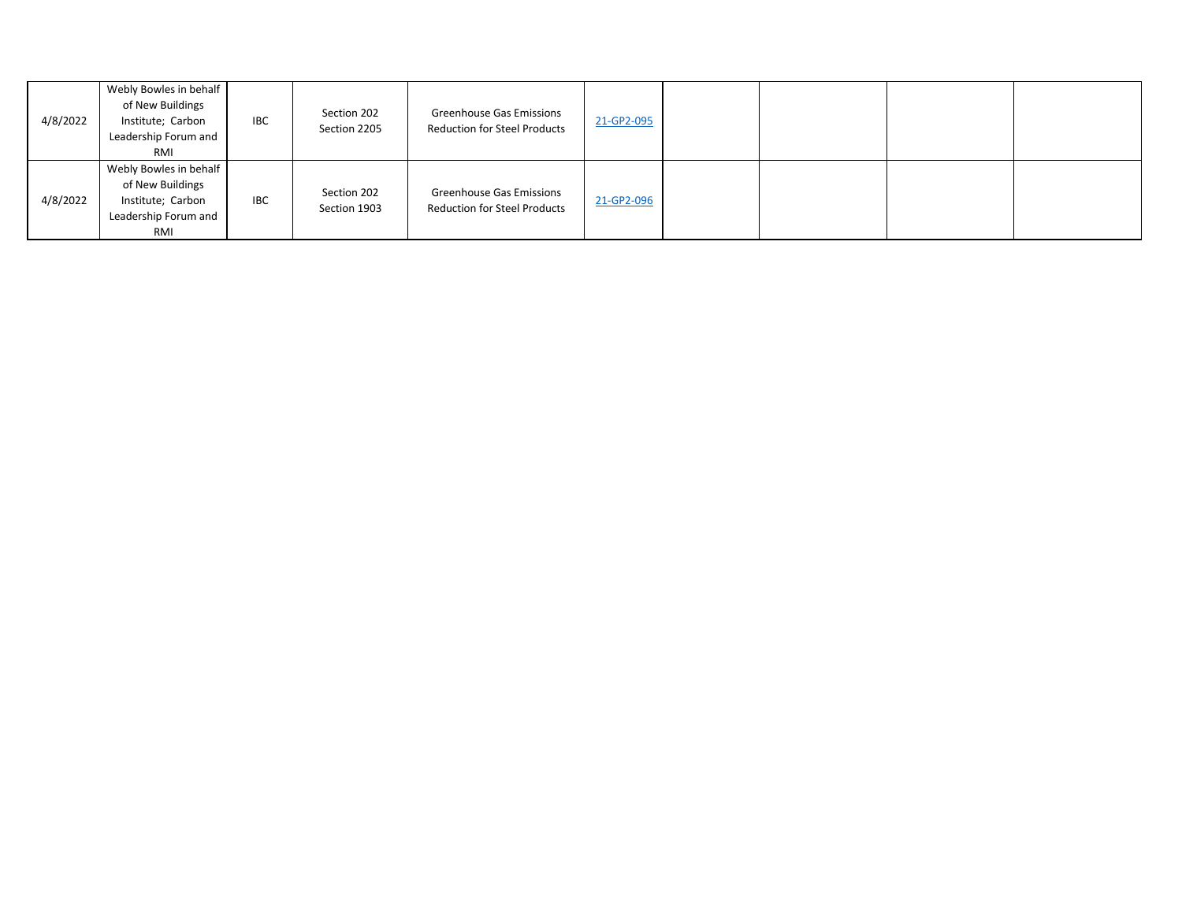| | | | | | | | | | |
|---|---|---|---|---|---|---|---|---|---|
| 4/8/2022 | Webly Bowles in behalf of New Buildings Institute; Carbon Leadership Forum and RMI | IBC | Section 202 Section 2205 | Greenhouse Gas Emissions Reduction for Steel Products | 21-GP2-095 | | | | |
| 4/8/2022 | Webly Bowles in behalf of New Buildings Institute; Carbon Leadership Forum and RMI | IBC | Section 202 Section 1903 | Greenhouse Gas Emissions Reduction for Steel Products | 21-GP2-096 | | | | |